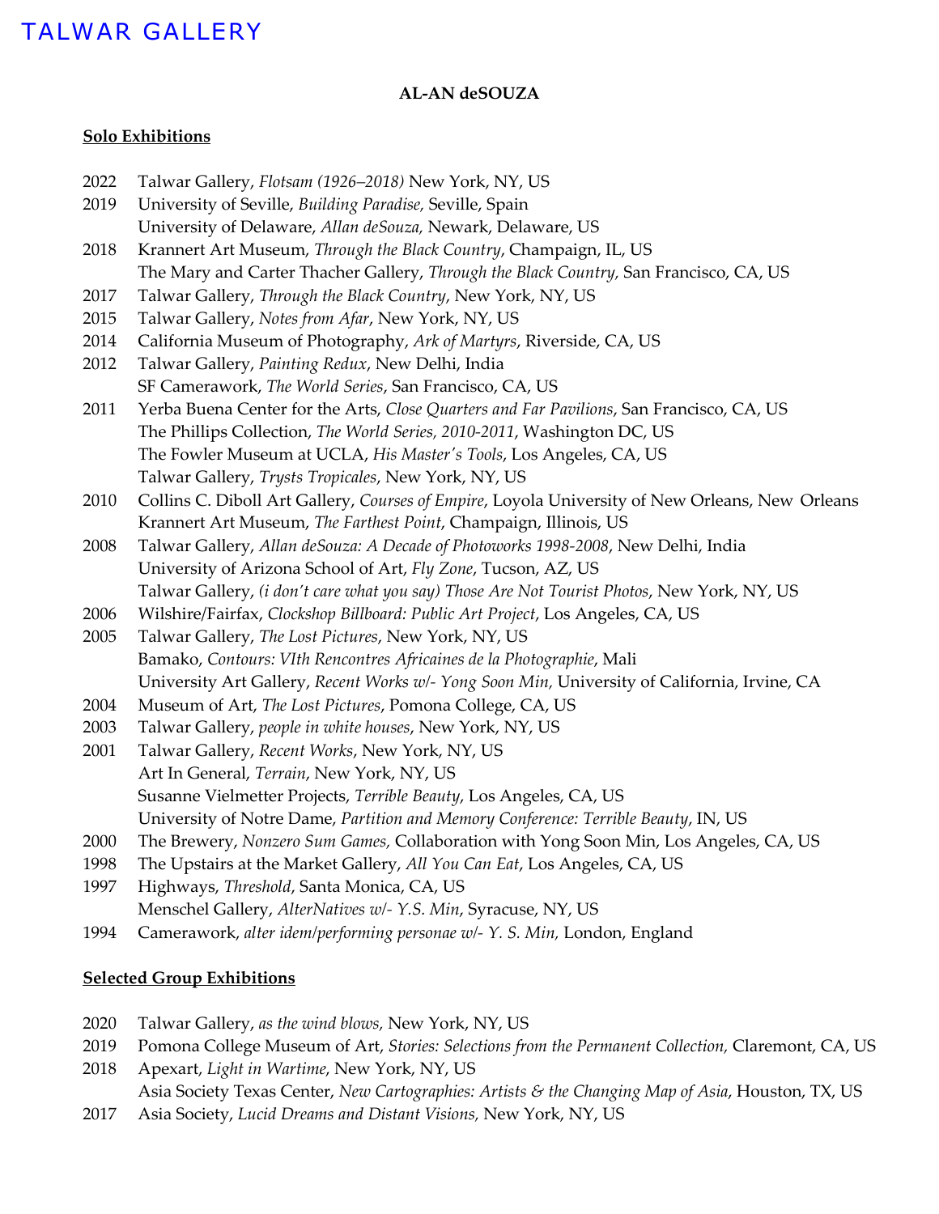TALWAR GALLERY

**AL-AN deSOUZA**

## Solo Exhibitions

2022 Talwar Gallery, *Flotsam (1926–2018)* New York, NY, US
2019 University of Seville, *Building Paradise,* Seville, Spain
University of Delaware, *Allan deSouza,* Newark, Delaware, US
2018 Krannert Art Museum, *Through the Black Country*, Champaign, IL, US
The Mary and Carter Thacher Gallery, *Through the Black Country,* San Francisco, CA, US
2017 Talwar Gallery, *Through the Black Country*, New York, NY, US
2015 Talwar Gallery, *Notes from Afar*, New York, NY, US
2014 California Museum of Photography, *Ark of Martyrs*, Riverside, CA, US
2012 Talwar Gallery, *Painting Redux*, New Delhi, India
SF Camerawork, *The World Series*, San Francisco, CA, US
2011 Yerba Buena Center for the Arts, *Close Quarters and Far Pavilions*, San Francisco, CA, US
The Phillips Collection, *The World Series, 2010-2011*, Washington DC, US
The Fowler Museum at UCLA, *His Master's Tools*, Los Angeles, CA, US
Talwar Gallery, *Trysts Tropicales*, New York, NY, US
2010 Collins C. Diboll Art Gallery, *Courses of Empire*, Loyola University of New Orleans, New Orleans
Krannert Art Museum, *The Farthest Point*, Champaign, Illinois, US
2008 Talwar Gallery, *Allan deSouza: A Decade of Photoworks 1998-2008*, New Delhi, India
University of Arizona School of Art, *Fly Zone*, Tucson, AZ, US
Talwar Gallery, *(i don't care what you say) Those Are Not Tourist Photos*, New York, NY, US
2006 Wilshire/Fairfax, *Clockshop Billboard: Public Art Project*, Los Angeles, CA, US
2005 Talwar Gallery, *The Lost Pictures*, New York, NY, US
Bamako, *Contours: VIth Rencontres Africaines de la Photographie*, Mali
University Art Gallery, *Recent Works w/- Yong Soon Min,* University of California, Irvine, CA
2004 Museum of Art, *The Lost Pictures*, Pomona College, CA, US
2003 Talwar Gallery, *people in white houses*, New York, NY, US
2001 Talwar Gallery, *Recent Works*, New York, NY, US
Art In General, *Terrain*, New York, NY, US
Susanne Vielmetter Projects, *Terrible Beauty*, Los Angeles, CA, US
University of Notre Dame, *Partition and Memory Conference: Terrible Beauty*, IN, US
2000 The Brewery, *Nonzero Sum Games,* Collaboration with Yong Soon Min, Los Angeles, CA, US
1998 The Upstairs at the Market Gallery, *All You Can Eat*, Los Angeles, CA, US
1997 Highways, *Threshold*, Santa Monica, CA, US
Menschel Gallery, *AlterNatives w/- Y.S. Min*, Syracuse, NY, US
1994 Camerawork, *alter idem/performing personae w/- Y. S. Min,* London, England

## Selected Group Exhibitions

2020 Talwar Gallery, *as the wind blows,* New York, NY, US
2019 Pomona College Museum of Art, *Stories: Selections from the Permanent Collection,* Claremont, CA, US
2018 Apexart, *Light in Wartime*, New York, NY, US
Asia Society Texas Center, *New Cartographies: Artists & the Changing Map of Asia*, Houston, TX, US
2017 Asia Society, *Lucid Dreams and Distant Visions,* New York, NY, US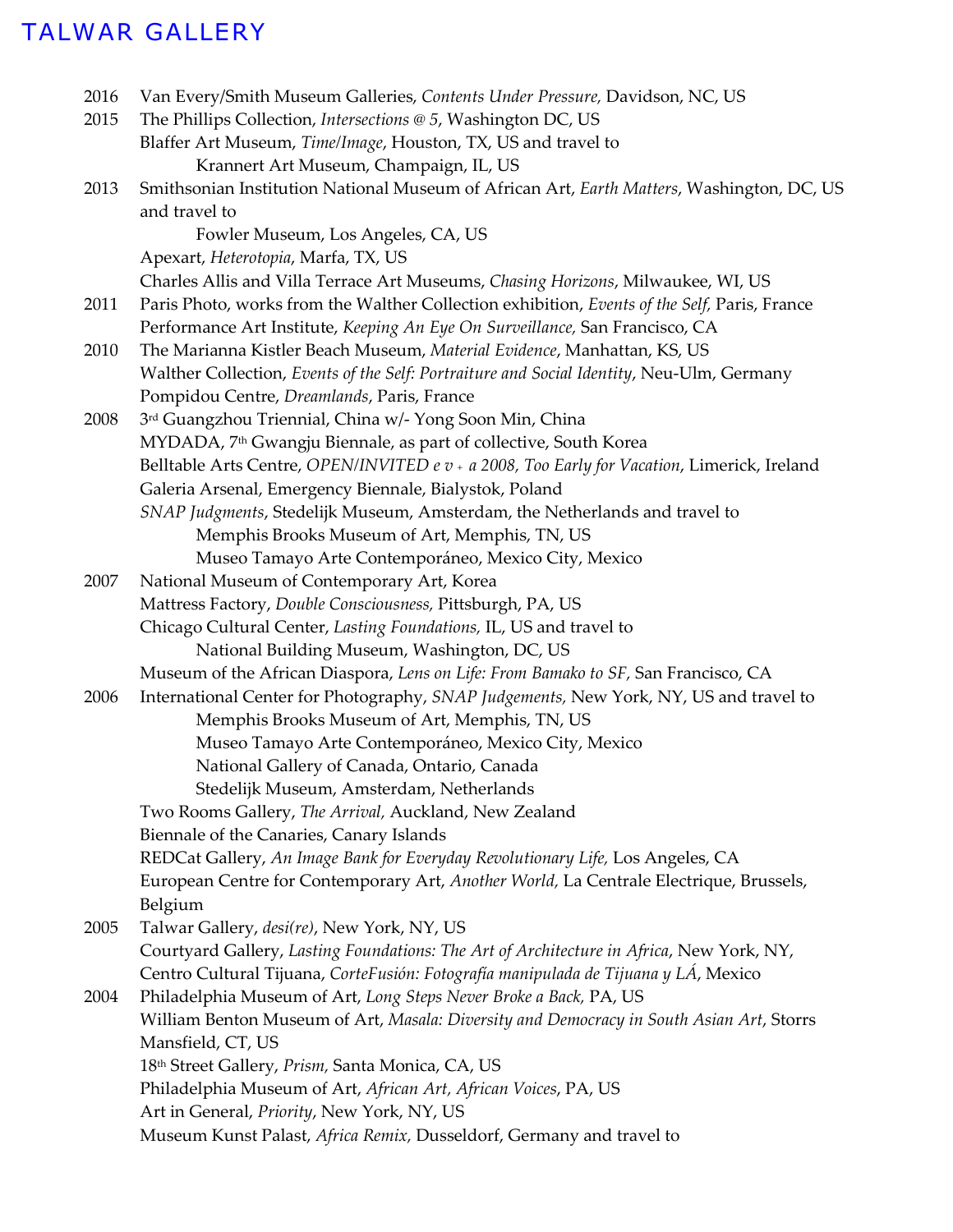2016 Van Every/Smith Museum Galleries, *Contents Under Pressure,* Davidson, NC, US

2015 The Phillips Collection, *Intersections @ 5*, Washington DC, US
Blaffer Art Museum, *Time/Image*, Houston, TX, US and travel to
 Krannert Art Museum, Champaign, IL, US

2013 Smithsonian Institution National Museum of African Art, *Earth Matters*, Washington, DC, US and travel to
 Fowler Museum, Los Angeles, CA, US
Apexart, *Heterotopia*, Marfa, TX, US
Charles Allis and Villa Terrace Art Museums, *Chasing Horizons*, Milwaukee, WI, US

2011 Paris Photo, works from the Walther Collection exhibition, *Events of the Self,* Paris, France
Performance Art Institute, *Keeping An Eye On Surveillance,* San Francisco, CA

2010 The Marianna Kistler Beach Museum, *Material Evidence*, Manhattan, KS, US
Walther Collection, *Events of the Self: Portraiture and Social Identity*, Neu-Ulm, Germany
Pompidou Centre, *Dreamlands*, Paris, France

2008 3rd Guangzhou Triennial, China w/- Yong Soon Min, China
MYDADA, 7th Gwangju Biennale, as part of collective, South Korea
Belltable Arts Centre, *OPEN/INVITED e v + a 2008, Too Early for Vacation*, Limerick, Ireland
Galeria Arsenal, Emergency Biennale, Bialystok, Poland
*SNAP Judgments*, Stedelijk Museum, Amsterdam, the Netherlands and travel to
 Memphis Brooks Museum of Art, Memphis, TN, US
 Museo Tamayo Arte Contemporáneo, Mexico City, Mexico

2007 National Museum of Contemporary Art, Korea
Mattress Factory, *Double Consciousness,* Pittsburgh, PA, US
Chicago Cultural Center, *Lasting Foundations,* IL, US and travel to
 National Building Museum, Washington, DC, US
Museum of the African Diaspora, *Lens on Life: From Bamako to SF,* San Francisco, CA

2006 International Center for Photography, *SNAP Judgements,* New York, NY, US and travel to
 Memphis Brooks Museum of Art, Memphis, TN, US
 Museo Tamayo Arte Contemporáneo, Mexico City, Mexico
 National Gallery of Canada, Ontario, Canada
 Stedelijk Museum, Amsterdam, Netherlands
Two Rooms Gallery, *The Arrival,* Auckland, New Zealand
Biennale of the Canaries, Canary Islands
REDCat Gallery, *An Image Bank for Everyday Revolutionary Life,* Los Angeles, CA
European Centre for Contemporary Art, *Another World,* La Centrale Electrique, Brussels, Belgium

2005 Talwar Gallery, *desi(re)*, New York, NY, US
Courtyard Gallery, *Lasting Foundations: The Art of Architecture in Africa*, New York, NY,
Centro Cultural Tijuana, *CorteFusión: Fotografía manipulada de Tijuana y LÁ*, Mexico

2004 Philadelphia Museum of Art, *Long Steps Never Broke a Back,* PA, US
William Benton Museum of Art, *Masala: Diversity and Democracy in South Asian Art*, Storrs Mansfield, CT, US
18th Street Gallery, *Prism,* Santa Monica, CA, US
Philadelphia Museum of Art, *African Art, African Voices*, PA, US
Art in General, *Priority*, New York, NY, US
Museum Kunst Palast, *Africa Remix,* Dusseldorf, Germany and travel to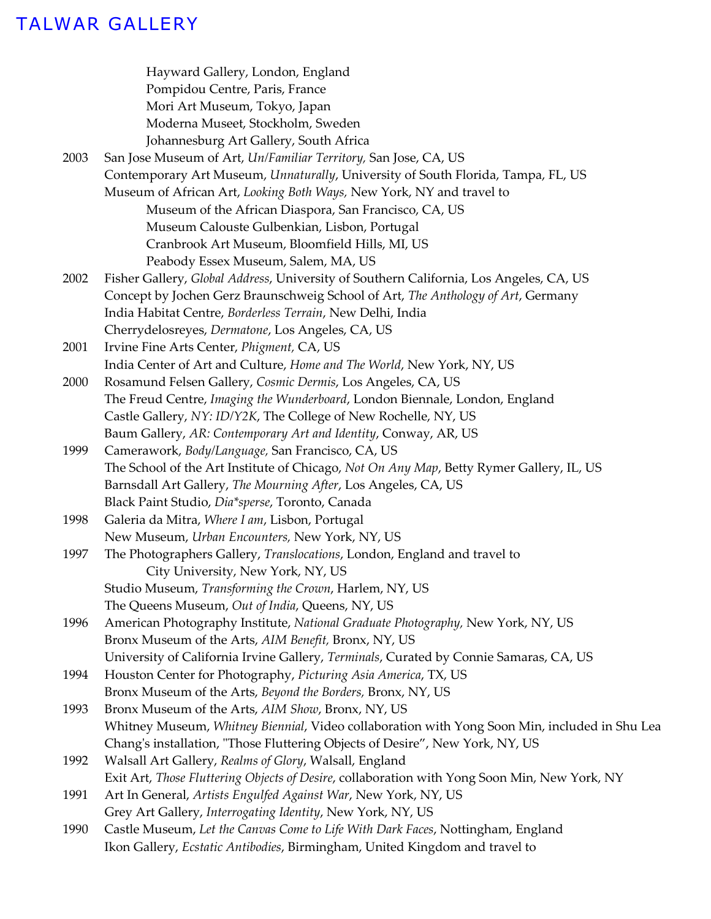Hayward Gallery, London, England
Pompidou Centre, Paris, France
Mori Art Museum, Tokyo, Japan
Moderna Museet, Stockholm, Sweden
Johannesburg Art Gallery, South Africa

2003 San Jose Museum of Art, *Un/Familiar Territory,* San Jose, CA, US
Contemporary Art Museum, *Unnaturally*, University of South Florida, Tampa, FL, US
Museum of African Art, *Looking Both Ways,* New York, NY and travel to
Museum of the African Diaspora, San Francisco, CA, US
Museum Calouste Gulbenkian, Lisbon, Portugal
Cranbrook Art Museum, Bloomfield Hills, MI, US
Peabody Essex Museum, Salem, MA, US

2002 Fisher Gallery, *Global Address*, University of Southern California, Los Angeles, CA, US
Concept by Jochen Gerz Braunschweig School of Art, *The Anthology of Art*, Germany
India Habitat Centre, *Borderless Terrain*, New Delhi, India
Cherrydelosreyes, *Dermatone*, Los Angeles, CA, US

2001 Irvine Fine Arts Center, *Phigment,* CA, US
India Center of Art and Culture, *Home and The World*, New York, NY, US

2000 Rosamund Felsen Gallery, *Cosmic Dermis*, Los Angeles, CA, US
The Freud Centre, *Imaging the Wunderboard*, London Biennale, London, England
Castle Gallery, *NY: ID/Y2K*, The College of New Rochelle, NY, US
Baum Gallery, *AR: Contemporary Art and Identity*, Conway, AR, US

1999 Camerawork, *Body/Language,* San Francisco, CA, US
The School of the Art Institute of Chicago, *Not On Any Map*, Betty Rymer Gallery, IL, US
Barnsdall Art Gallery, *The Mourning After*, Los Angeles, CA, US
Black Paint Studio, *Dia*sperse*, Toronto, Canada

1998 Galeria da Mitra, *Where I am*, Lisbon, Portugal
New Museum, *Urban Encounters,* New York, NY, US

1997 The Photographers Gallery, *Translocations*, London, England and travel to
City University, New York, NY, US
Studio Museum, *Transforming the Crown*, Harlem, NY, US
The Queens Museum, *Out of India*, Queens, NY, US

1996 American Photography Institute, *National Graduate Photography,* New York, NY, US
Bronx Museum of the Arts, *AIM Benefit,* Bronx, NY, US
University of California Irvine Gallery, *Terminals*, Curated by Connie Samaras, CA, US

1994 Houston Center for Photography, *Picturing Asia America*, TX, US
Bronx Museum of the Arts, *Beyond the Borders,* Bronx, NY, US

1993 Bronx Museum of the Arts, *AIM Show*, Bronx, NY, US
Whitney Museum, *Whitney Biennial*, Video collaboration with Yong Soon Min, included in Shu Lea Chang's installation, "Those Fluttering Objects of Desire", New York, NY, US

1992 Walsall Art Gallery, *Realms of Glory*, Walsall, England
Exit Art, *Those Fluttering Objects of Desire*, collaboration with Yong Soon Min, New York, NY

1991 Art In General, *Artists Engulfed Against War*, New York, NY, US
Grey Art Gallery, *Interrogating Identity*, New York, NY, US

1990 Castle Museum, *Let the Canvas Come to Life With Dark Faces*, Nottingham, England
Ikon Gallery, *Ecstatic Antibodies*, Birmingham, United Kingdom and travel to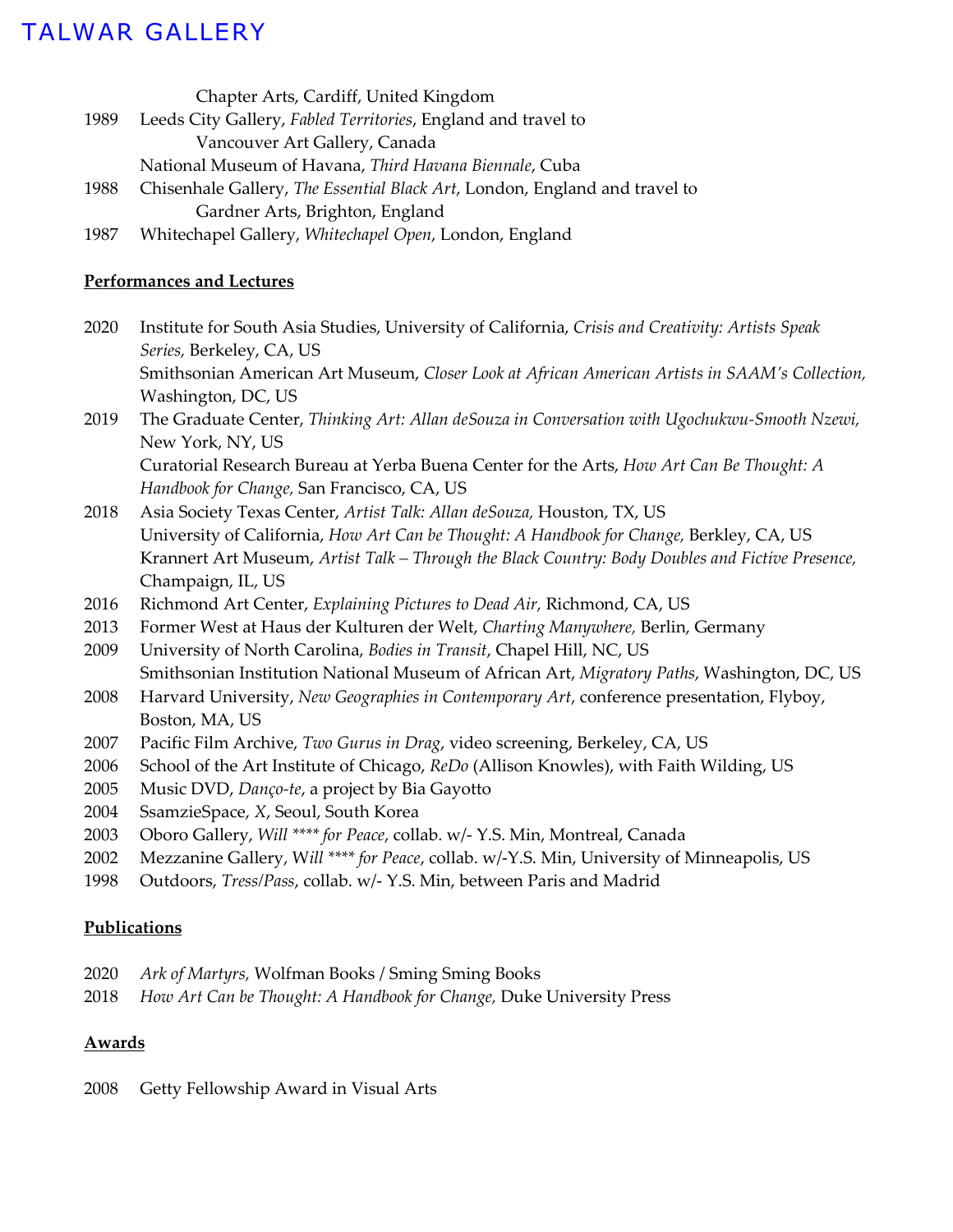Chapter Arts, Cardiff, United Kingdom

1989 Leeds City Gallery, *Fabled Territories*, England and travel to Vancouver Art Gallery, Canada
National Museum of Havana, *Third Havana Biennale*, Cuba

1988 Chisenhale Gallery, *The Essential Black Art*, London, England and travel to Gardner Arts, Brighton, England

1987 Whitechapel Gallery, *Whitechapel Open*, London, England

**Performances and Lectures**

2020 Institute for South Asia Studies, University of California, *Crisis and Creativity: Artists Speak Series,* Berkeley, CA, US
Smithsonian American Art Museum, *Closer Look at African American Artists in SAAM's Collection,* Washington, DC, US

2019 The Graduate Center, *Thinking Art: Allan deSouza in Conversation with Ugochukwu-Smooth Nzewi,* New York, NY, US
Curatorial Research Bureau at Yerba Buena Center for the Arts, *How Art Can Be Thought: A Handbook for Change,* San Francisco, CA, US

2018 Asia Society Texas Center, *Artist Talk: Allan deSouza,* Houston, TX, US
University of California, *How Art Can be Thought: A Handbook for Change,* Berkley, CA, US
Krannert Art Museum, *Artist Talk – Through the Black Country: Body Doubles and Fictive Presence,* Champaign, IL, US

2016 Richmond Art Center, *Explaining Pictures to Dead Air,* Richmond, CA, US

2013 Former West at Haus der Kulturen der Welt, *Charting Manywhere,* Berlin, Germany

2009 University of North Carolina, *Bodies in Transit*, Chapel Hill, NC, US
Smithsonian Institution National Museum of African Art, *Migratory Paths*, Washington, DC, US

2008 Harvard University, *New Geographies in Contemporary Art*, conference presentation, Flyboy, Boston, MA, US

2007 Pacific Film Archive, *Two Gurus in Drag*, video screening, Berkeley, CA, US

2006 School of the Art Institute of Chicago, *ReDo* (Allison Knowles), with Faith Wilding, US

2005 Music DVD, *Danço-te*, a project by Bia Gayotto

2004 SsamzieSpace, *X*, Seoul, South Korea

2003 Oboro Gallery, *Will **** for Peace*, collab. w/- Y.S. Min, Montreal, Canada

2002 Mezzanine Gallery, *Will **** for Peace*, collab. w/-Y.S. Min, University of Minneapolis, US

1998 Outdoors, *Tress/Pass*, collab. w/- Y.S. Min, between Paris and Madrid

**Publications**

2020 *Ark of Martyrs,* Wolfman Books / Sming Sming Books

2018 *How Art Can be Thought: A Handbook for Change,* Duke University Press

**Awards**

2008 Getty Fellowship Award in Visual Arts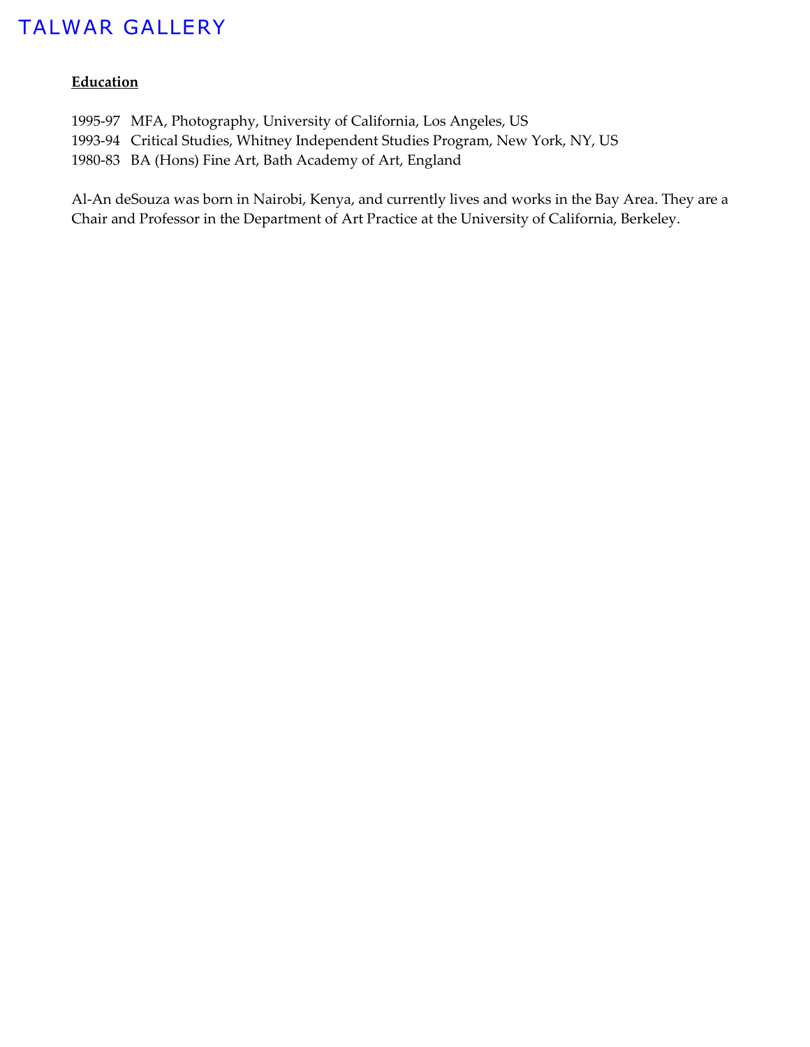**Education**

1995-97 MFA, Photography, University of California, Los Angeles, US
1993-94 Critical Studies, Whitney Independent Studies Program, New York, NY, US
1980-83 BA (Hons) Fine Art, Bath Academy of Art, England

Al-An deSouza was born in Nairobi, Kenya, and currently lives and works in the Bay Area. They are a Chair and Professor in the Department of Art Practice at the University of California, Berkeley.